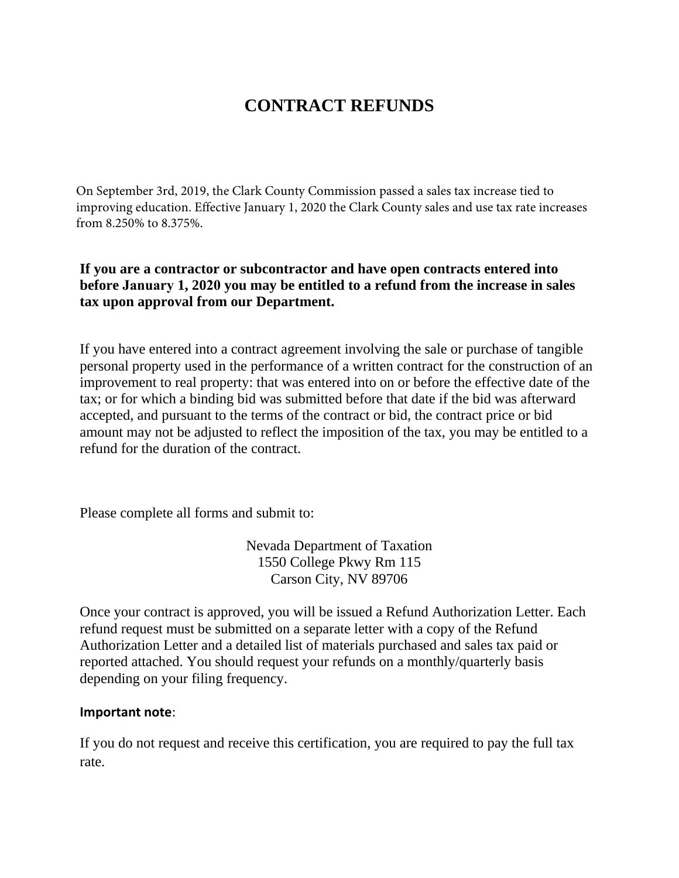# CONTRACT REFUNDS

On September 3rd, 2019, the Clark County Commission passed a sales tax increase tied to improving education. Effective January 1, 2020 the Clark County sales and use tax rate increases from 8.250% to 8.375%.

**If you are a contractor or subcontractor and have open contracts entered into before January 1, 2020 you may be entitled to a refund from the increase in sales tax upon approval from our Department.**

If you have entered into a contract agreement involving the sale or purchase of tangible personal property used in the performance of a written contract for the construction of an improvement to real property: that was entered into on or before the effective date of the tax; or for which a binding bid was submitted before that date if the bid was afterward accepted, and pursuant to the terms of the contract or bid, the contract price or bid amount may not be adjusted to reflect the imposition of the tax, you may be entitled to a refund for the duration of the contract.

Please complete all forms and submit to:

Nevada Department of Taxation
1550 College Pkwy Rm 115
Carson City, NV 89706

Once your contract is approved, you will be issued a Refund Authorization Letter. Each refund request must be submitted on a separate letter with a copy of the Refund Authorization Letter and a detailed list of materials purchased and sales tax paid or reported attached. You should request your refunds on a monthly/quarterly basis depending on your filing frequency.

**Important note**:

If you do not request and receive this certification, you are required to pay the full tax rate.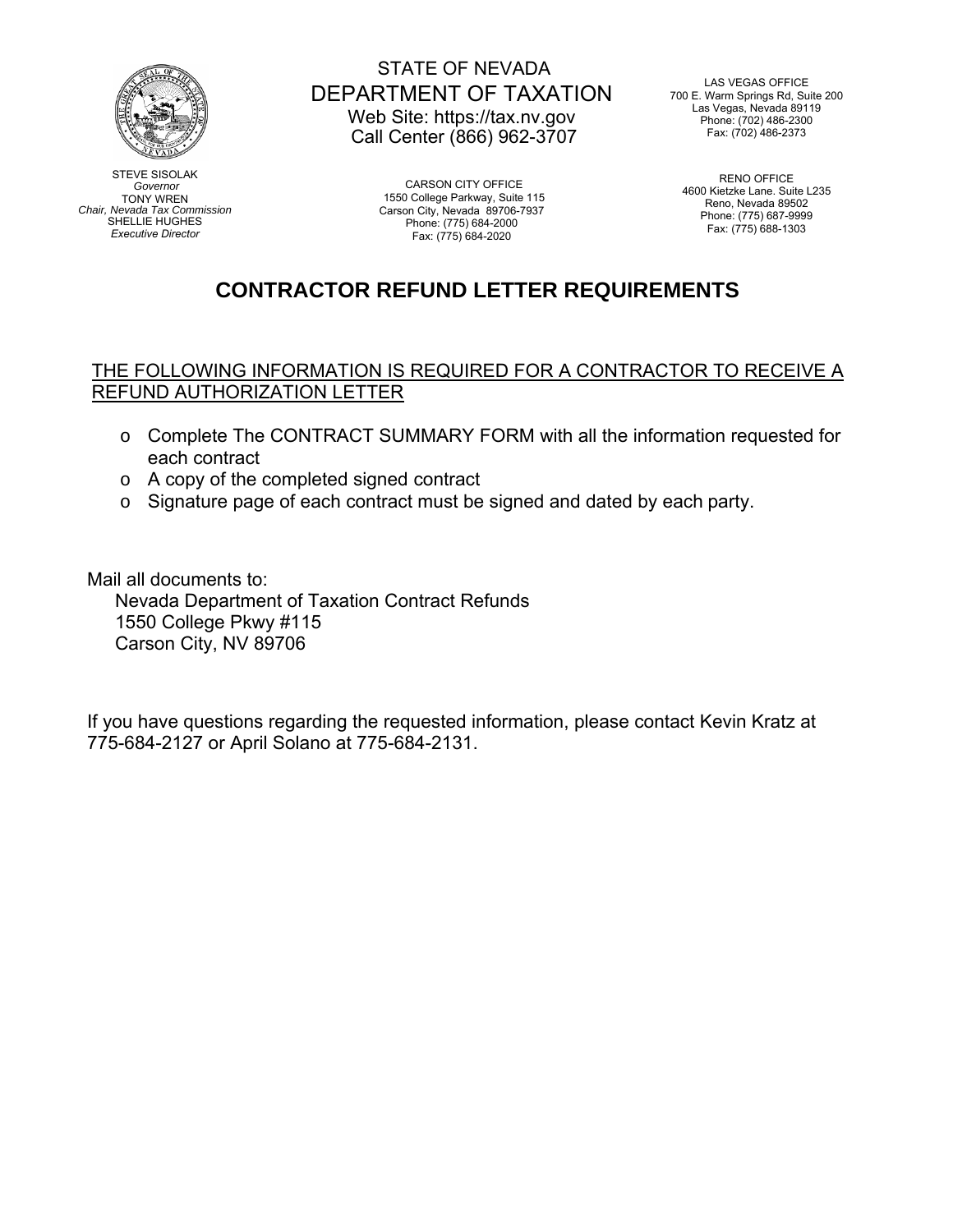STATE OF NEVADA
DEPARTMENT OF TAXATION
Web Site: https://tax.nv.gov
Call Center (866) 962-3707

STEVE SISOLAK
*Governor*
TONY WREN
*Chair, Nevada Tax Commission*
SHELLIE HUGHES
*Executive Director*

LAS VEGAS OFFICE
700 E. Warm Springs Rd, Suite 200
Las Vegas, Nevada 89119
Phone: (702) 486-2300
Fax: (702) 486-2373

CARSON CITY OFFICE
1550 College Parkway, Suite 115
Carson City, Nevada 89706-7937
Phone: (775) 684-2000
Fax: (775) 684-2020

RENO OFFICE
4600 Kietzke Lane. Suite L235
Reno, Nevada 89502
Phone: (775) 687-9999
Fax: (775) 688-1303

# CONTRACTOR REFUND LETTER REQUIREMENTS

THE FOLLOWING INFORMATION IS REQUIRED FOR A CONTRACTOR TO RECEIVE A REFUND AUTHORIZATION LETTER

- Complete The CONTRACT SUMMARY FORM with all the information requested for each contract
- A copy of the completed signed contract
- Signature page of each contract must be signed and dated by each party.

Mail all documents to:
Nevada Department of Taxation Contract Refunds
1550 College Pkwy #115
Carson City, NV 89706

If you have questions regarding the requested information, please contact Kevin Kratz at 775-684-2127 or April Solano at 775-684-2131.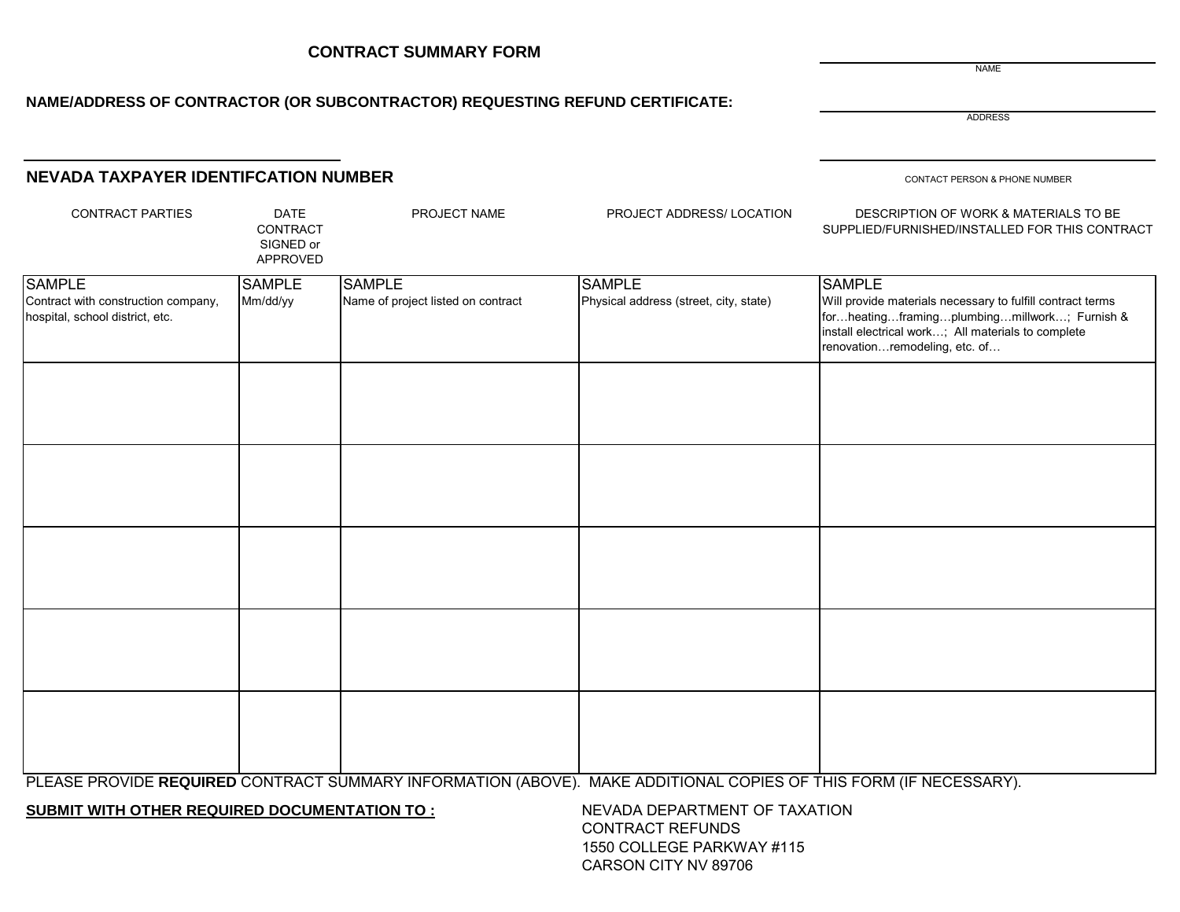# CONTRACT SUMMARY FORM

**NAME/ADDRESS OF CONTRACTOR (OR SUBCONTRACTOR) REQUESTING REFUND CERTIFICATE:**

NAME

ADDRESS

**NEVADA TAXPAYER IDENTIFCATION NUMBER**

CONTACT PERSON & PHONE NUMBER

| CONTRACT PARTIES | DATE CONTRACT SIGNED or APPROVED | PROJECT NAME | PROJECT ADDRESS/ LOCATION | DESCRIPTION OF WORK & MATERIALS TO BE SUPPLIED/FURNISHED/INSTALLED FOR THIS CONTRACT |
|---|---|---|---|---|
| SAMPLE<br>Contract with construction company, hospital, school district, etc. | SAMPLE<br>Mm/dd/yy | SAMPLE<br>Name of project listed on contract | SAMPLE<br>Physical address (street, city, state) | SAMPLE<br>Will provide materials necessary to fulfill contract terms for…heating…framing…plumbing…millwork…; Furnish & install electrical work…; All materials to complete renovation…remodeling, etc. of… |
| | | | | |
| | | | | |
| | | | | |
| | | | | |
| | | | | |

PLEASE PROVIDE **REQUIRED** CONTRACT SUMMARY INFORMATION (ABOVE). MAKE ADDITIONAL COPIES OF THIS FORM (IF NECESSARY).

**SUBMIT WITH OTHER REQUIRED DOCUMENTATION TO :**

NEVADA DEPARTMENT OF TAXATION
CONTRACT REFUNDS
1550 COLLEGE PARKWAY #115
CARSON CITY NV 89706